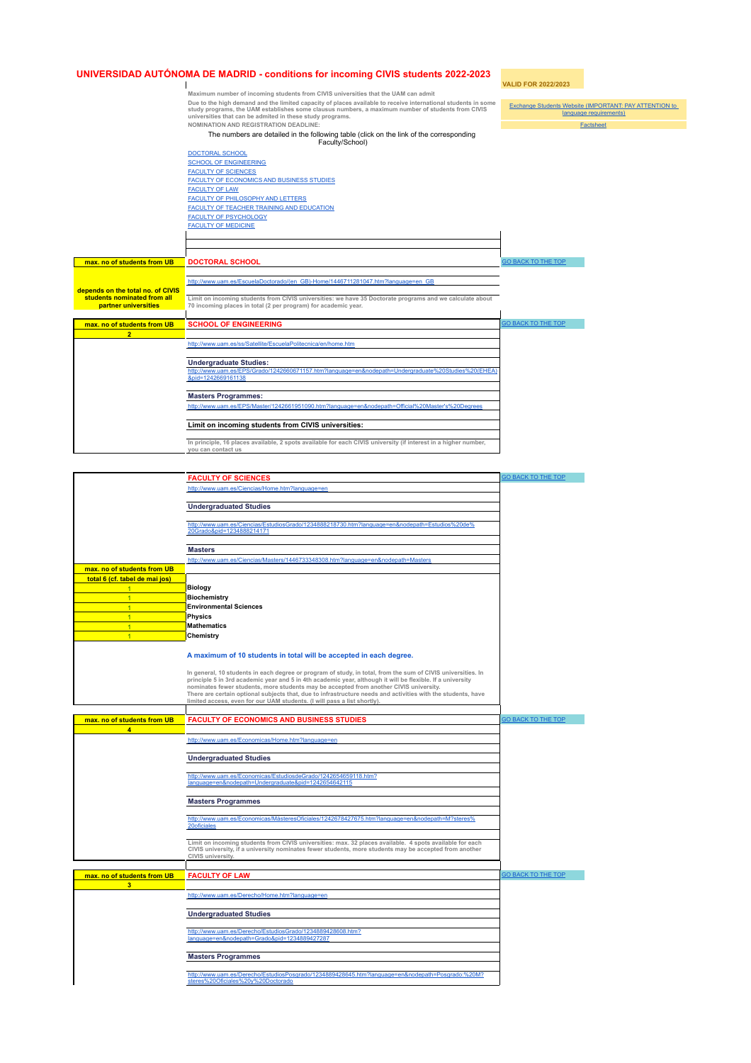# UNIVERSIDAD AUTÓNOMA DE MADRID - conditions for incoming CIVIS students 2022-2023

**VALID FOR 2022/2023**

[Exchange Students Website (IMPORTANT: PAY ATTENTION to language requirements)]

[Factsheet]

**Maximum number of incoming students from CIVIS universities that the UAM can admit**

Due to the high demand and the limited capacity of places available to receive international students in some study programs, the UAM establishes some clausus numbers, a maximum number of students from CIVIS universities that can be admited in these study programs.

**NOMINATION AND REGISTRATION DEADLINE:**

The numbers are detailed in the following table (click on the link of the corresponding Faculty/School)

- DOCTORAL SCHOOL
- SCHOOL OF ENGINEERING
- FACULTY OF SCIENCES
- FACULTY OF ECONOMICS AND BUSINESS STUDIES
- FACULTY OF LAW
- FACULTY OF PHILOSOPHY AND LETTERS
- FACULTY OF TEACHER TRAINING AND EDUCATION
- FACULTY OF PSYCHOLOGY
- FACULTY OF MEDICINE

## DOCTORAL SCHOOL

**max. no of students from UB:** depends on the total no. of CIVIS students nominated from all partner universities

GO BACK TO THE TOP

http://www.uam.es/EscuelaDoctorado/(en_GB)-Home/1446711281047.htm?language=en_GB

Limit on incoming students from CIVIS universities: we have 35 Doctorate programs and we calculate about 70 incoming places in total (2 per program) for academic year.

## SCHOOL OF ENGINEERING

**max. no of students from UB:** 2

GO BACK TO THE TOP

http://www.uam.es/ss/Satellite/EscuelaPolitecnica/en/home.htm

**Undergraduate Studies:**

http://www.uam.es/EPS/Grado/1242660671157.htm?language=en&nodepath=Undergraduate%20Studies%20(EHEA)&pid=1242669161138

**Masters Programmes:**

http://www.uam.es/EPS/Master/1242661951090.htm?language=en&nodepath=Official%20Master's%20Degrees

**Limit on incoming students from CIVIS universities:**

In principle, 16 places available, 2 spots available for each CIVIS university (if interest in a higher number, you can contact us

## FACULTY OF SCIENCES

GO BACK TO THE TOP

http://www.uam.es/Ciencias/Home.htm?language=en

**Undergraduated Studies**

http://www.uam.es/Ciencias/EstudiosGrado/1234888218730.htm?language=en&nodepath=Estudios%20de%20Grado&pid=1234888214171

**Masters**

http://www.uam.es/Ciencias/Masters/1446733348308.htm?language=en&nodepath=Masters

| max. no of students from UB | |
|---|---|
| total 6 (cf. tabel de mai jos) | |
| 1 | **Biology** |
| 1 | **Biochemistry** |
| 1 | **Environmental Sciences** |
| 1 | **Physics** |
| 1 | **Mathematics** |
| 1 | **Chemistry** |

**A maximum of 10 students in total will be accepted in each degree.**

In general, 10 students in each degree or program of study, in total, from the sum of CIVIS universities. In principle 5 in 3rd academic year and 5 in 4th academic year, although it will be flexible. If a university nominates fewer students, more students may be accepted from another CIVIS university.
There are certain optional subjects that, due to infrastructure needs and activities with the students, have limited access, even for our UAM students. (I will pass a list shortly).

## FACULTY OF ECONOMICS AND BUSINESS STUDIES

**max. no of students from UB:** 4

GO BACK TO THE TOP

http://www.uam.es/Economicas/Home.htm?language=en

**Undergraduated Studies**

http://www.uam.es/Economicas/EstudiosdeGrado/1242654659118.htm?language=en&nodepath=Undergraduate&pid=1242654642115

**Masters Programmes**

http://www.uam.es/Economicas/MásteresOficiales/1242678427675.htm?language=en&nodepath=M?steres%20oficiales

Limit on incoming students from CIVIS universities: max. 32 places available. 4 spots available for each CIVIS university, if a university nominates fewer students, more students may be accepted from another CIVIS university.

## FACULTY OF LAW

**max. no of students from UB:** 3

GO BACK TO THE TOP

http://www.uam.es/Derecho/Home.htm?language=en

**Undergraduated Studies**

http://www.uam.es/Derecho/EstudiosGrado/1234889428608.htm?language=en&nodepath=Grado&pid=1234889427287

**Masters Programmes**

http://www.uam.es/Derecho/EstudiosPosgrado/1234889428645.htm?language=en&nodepath=Posgrado:%20M?steres%20Oficiales%20y%20Doctorado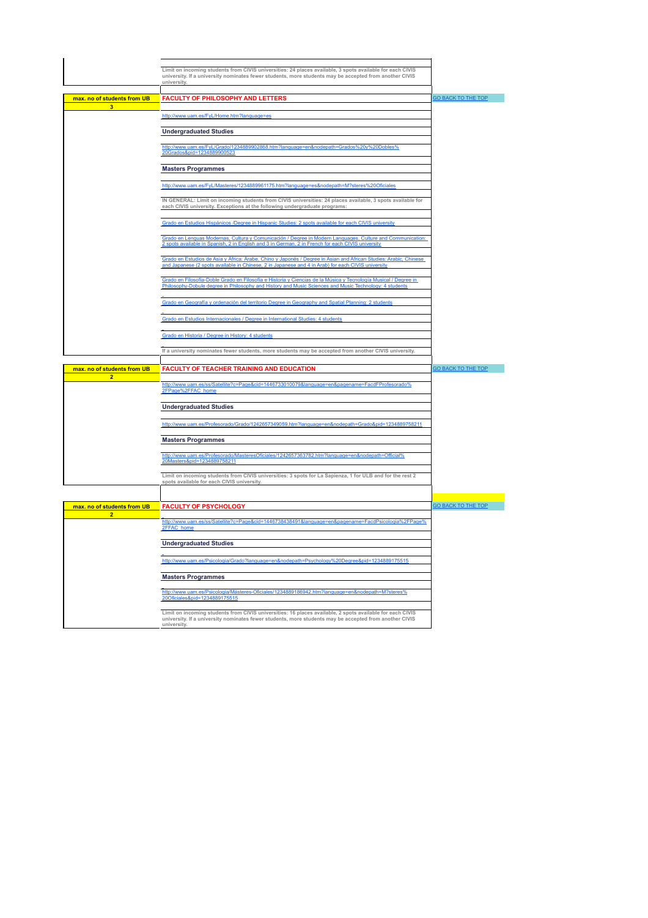Limit on incoming students from CIVIS universities: 24 places available, 3 spots available for each CIVIS university. If a university nominates fewer students, more students may be accepted from another CIVIS university.

| max. no of students from UB | FACULTY OF PHILOSOPHY AND LETTERS | GO BACK TO THE TOP |
|---|---|---|
| 3 | | |

http://www.uam.es/FyL/Home.htm?language=es

**Undergraduated Studies**

http://www.uam.es/FyL/Grado/1234889902868.htm?language=en&nodepath=Grados%20y%20Dobles%20Grados&pid=1234889900523

**Masters Programmes**

http://www.uam.es/FyL/Masteres/1234889961175.htm?language=es&nodepath=M?steres%20Oficiales

IN GENERAL: Limit on incoming students from CIVIS universities: 24 places available, 3 spots available for each CIVIS university. Exceptions at the following undergraduate programs:

Grado en Estudios Hispánicos /Degree in Hispanic Studies: 2 spots available for each CIVIS university

Grado en Lenguas Modernas, Cultura y Comunicación / Degree in Modern Languages, Culture and Communication: 2 spots available in Spanish, 2 in English and 3 in German, 2 in French for each CIVIS university

Grado en Estudios de Asia y África: Árabe, Chino y Japonés / Degree in Asian and African Studies: Arabic, Chinese and Japanese (2 spots available in Chinese, 2 in Japanese and 4 in Arab) for each CIVIS university

Grado en Filosofía-Doble Grado en Filosofía e Historia y Ciencias de la Música y Tecnología Musical / Degree in Philosophy-Dobule degree in Philosophy and History and Music Sciences and Music Technology: 4 students

Grado en Geografía y ordenación del territorio Degree in Geography and Spatial Planning: 2 students

Grado en Estudios Internacionales / Degree in International Studies: 4 students

Grado en Historia / Degree in History: 4 students

If a university nominates fewer students, more students may be accepted from another CIVIS university.

| max. no of students from UB | FACULTY OF TEACHER TRAINING AND EDUCATION | GO BACK TO THE TOP |
|---|---|---|
| 2 | | |

http://www.uam.es/ss/Satellite?c=Page&cid=1446733010079&language=en&pagename=FacdFProfesorado%2FPage%2FFAC_home

**Undergraduated Studies**

http://www.uam.es/Profesorado/Grado/1242657349059.htm?language=en&nodepath=Grado&pid=1234889758211

**Masters Programmes**

http://www.uam.es/Profesorado/MasteresOficiales/1242657363782.htm?language=en&nodepath=Official%20Masters&pid=1234889758211

Limit on incoming students from CIVIS universities: 3 spots for La Sapienza, 1 for ULB and for the rest 2 spots available for each CIVIS university.

| max. no of students from UB | FACULTY OF PSYCHOLOGY | GO BACK TO THE TOP |
|---|---|---|
| 2 | | |

http://www.uam.es/ss/Satellite?c=Page&cid=1446738438491&language=en&pagename=FacdPsicologia%2FPage%2FFAC_home

**Undergraduated Studies**

http://www.uam.es/Psicologia/Grado?language=en&nodepath=Psychology%20Degree&pid=1234889175515

**Masters Programmes**

http://www.uam.es/Psicologia/Másteres-Oficiales/1234889186942.htm?language=en&nodepath=M?steres%20Oficiales&pid=1234889175515

Limit on incoming students from CIVIS universities: 16 places available, 2 spots available for each CIVIS university. If a university nominates fewer students, more students may be accepted from another CIVIS university.